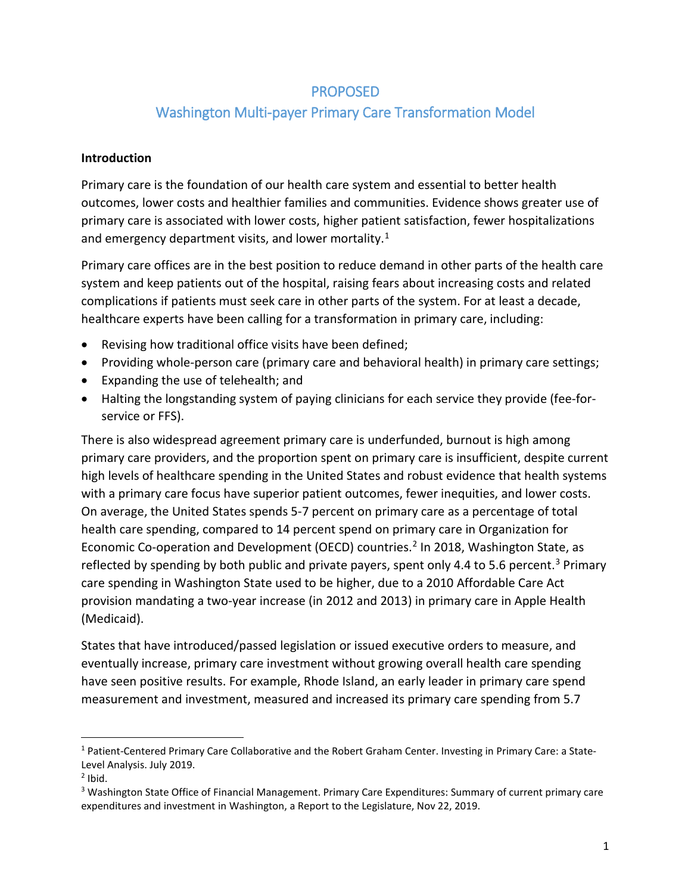# PROPOSED

# Washington Multi-payer Primary Care Transformation Model

**Introduction**

Primary care is the foundation of our health care system and essential to better health outcomes, lower costs and healthier families and communities. Evidence shows greater use of primary care is associated with lower costs, higher patient satisfaction, fewer hospitalizations and emergency department visits, and lower mortality.[1]

Primary care offices are in the best position to reduce demand in other parts of the health care system and keep patients out of the hospital, raising fears about increasing costs and related complications if patients must seek care in other parts of the system. For at least a decade, healthcare experts have been calling for a transformation in primary care, including:

- Revising how traditional office visits have been defined;
- Providing whole-person care (primary care and behavioral health) in primary care settings;
- Expanding the use of telehealth; and
- Halting the longstanding system of paying clinicians for each service they provide (fee-for-service or FFS).

There is also widespread agreement primary care is underfunded, burnout is high among primary care providers, and the proportion spent on primary care is insufficient, despite current high levels of healthcare spending in the United States and robust evidence that health systems with a primary care focus have superior patient outcomes, fewer inequities, and lower costs. On average, the United States spends 5-7 percent on primary care as a percentage of total health care spending, compared to 14 percent spend on primary care in Organization for Economic Co-operation and Development (OECD) countries.[2] In 2018, Washington State, as reflected by spending by both public and private payers, spent only 4.4 to 5.6 percent.[3] Primary care spending in Washington State used to be higher, due to a 2010 Affordable Care Act provision mandating a two-year increase (in 2012 and 2013) in primary care in Apple Health (Medicaid).

States that have introduced/passed legislation or issued executive orders to measure, and eventually increase, primary care investment without growing overall health care spending have seen positive results. For example, Rhode Island, an early leader in primary care spend measurement and investment, measured and increased its primary care spending from 5.7

---

[1] Patient-Centered Primary Care Collaborative and the Robert Graham Center. Investing in Primary Care: a State-Level Analysis. July 2019.

[2] Ibid.

[3] Washington State Office of Financial Management. Primary Care Expenditures: Summary of current primary care expenditures and investment in Washington, a Report to the Legislature, Nov 22, 2019.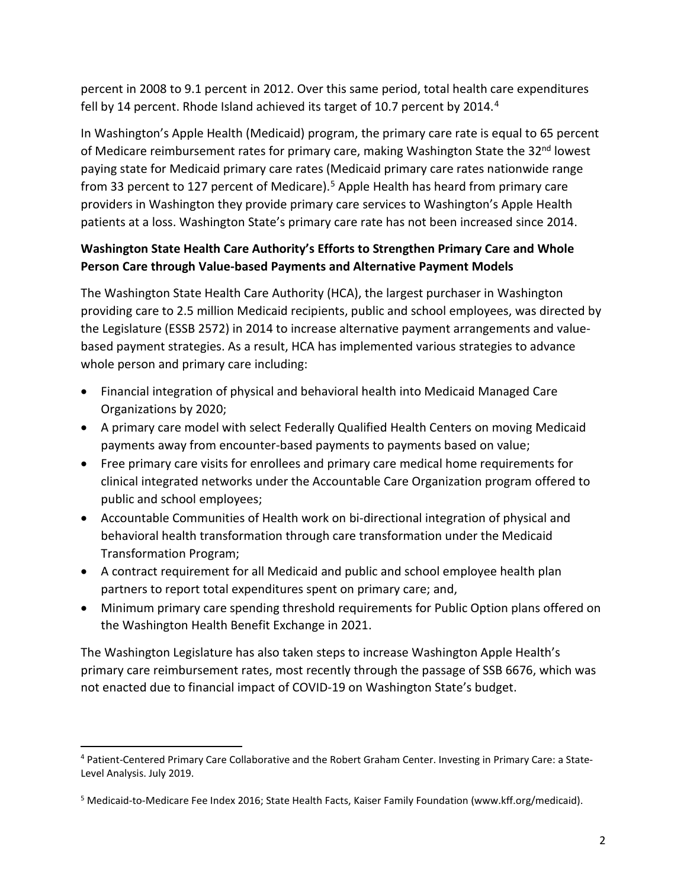percent in 2008 to 9.1 percent in 2012. Over this same period, total health care expenditures fell by 14 percent. Rhode Island achieved its target of 10.7 percent by 2014.[4]

In Washington's Apple Health (Medicaid) program, the primary care rate is equal to 65 percent of Medicare reimbursement rates for primary care, making Washington State the 32nd lowest paying state for Medicaid primary care rates (Medicaid primary care rates nationwide range from 33 percent to 127 percent of Medicare).[5] Apple Health has heard from primary care providers in Washington they provide primary care services to Washington's Apple Health patients at a loss. Washington State's primary care rate has not been increased since 2014.

**Washington State Health Care Authority's Efforts to Strengthen Primary Care and Whole Person Care through Value-based Payments and Alternative Payment Models**

The Washington State Health Care Authority (HCA), the largest purchaser in Washington providing care to 2.5 million Medicaid recipients, public and school employees, was directed by the Legislature (ESSB 2572) in 2014 to increase alternative payment arrangements and value-based payment strategies. As a result, HCA has implemented various strategies to advance whole person and primary care including:

- Financial integration of physical and behavioral health into Medicaid Managed Care Organizations by 2020;
- A primary care model with select Federally Qualified Health Centers on moving Medicaid payments away from encounter-based payments to payments based on value;
- Free primary care visits for enrollees and primary care medical home requirements for clinical integrated networks under the Accountable Care Organization program offered to public and school employees;
- Accountable Communities of Health work on bi-directional integration of physical and behavioral health transformation through care transformation under the Medicaid Transformation Program;
- A contract requirement for all Medicaid and public and school employee health plan partners to report total expenditures spent on primary care; and,
- Minimum primary care spending threshold requirements for Public Option plans offered on the Washington Health Benefit Exchange in 2021.

The Washington Legislature has also taken steps to increase Washington Apple Health's primary care reimbursement rates, most recently through the passage of SSB 6676, which was not enacted due to financial impact of COVID-19 on Washington State's budget.

[4] Patient-Centered Primary Care Collaborative and the Robert Graham Center. Investing in Primary Care: a State-Level Analysis. July 2019.

[5] Medicaid-to-Medicare Fee Index 2016; State Health Facts, Kaiser Family Foundation (www.kff.org/medicaid).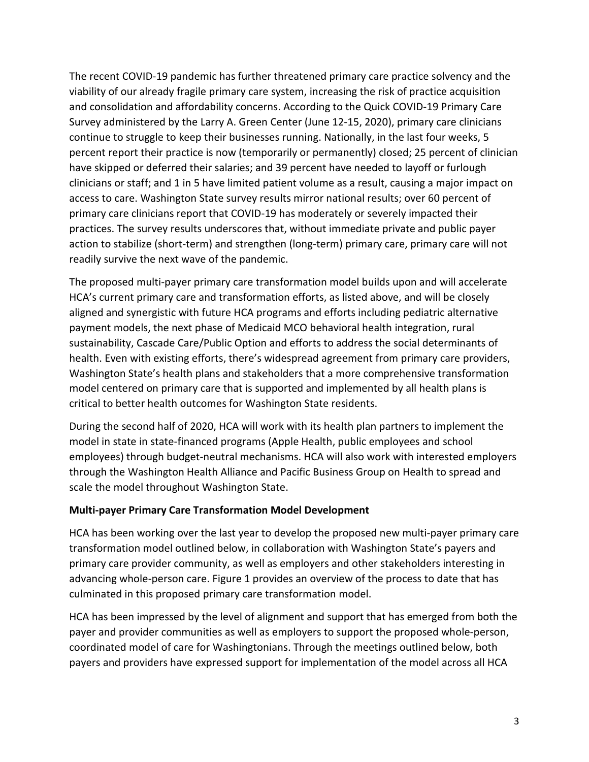The recent COVID-19 pandemic has further threatened primary care practice solvency and the viability of our already fragile primary care system, increasing the risk of practice acquisition and consolidation and affordability concerns. According to the Quick COVID-19 Primary Care Survey administered by the Larry A. Green Center (June 12-15, 2020), primary care clinicians continue to struggle to keep their businesses running. Nationally, in the last four weeks, 5 percent report their practice is now (temporarily or permanently) closed; 25 percent of clinician have skipped or deferred their salaries; and 39 percent have needed to layoff or furlough clinicians or staff; and 1 in 5 have limited patient volume as a result, causing a major impact on access to care. Washington State survey results mirror national results; over 60 percent of primary care clinicians report that COVID-19 has moderately or severely impacted their practices. The survey results underscores that, without immediate private and public payer action to stabilize (short-term) and strengthen (long-term) primary care, primary care will not readily survive the next wave of the pandemic.

The proposed multi-payer primary care transformation model builds upon and will accelerate HCA's current primary care and transformation efforts, as listed above, and will be closely aligned and synergistic with future HCA programs and efforts including pediatric alternative payment models, the next phase of Medicaid MCO behavioral health integration, rural sustainability, Cascade Care/Public Option and efforts to address the social determinants of health. Even with existing efforts, there's widespread agreement from primary care providers, Washington State's health plans and stakeholders that a more comprehensive transformation model centered on primary care that is supported and implemented by all health plans is critical to better health outcomes for Washington State residents.

During the second half of 2020, HCA will work with its health plan partners to implement the model in state in state-financed programs (Apple Health, public employees and school employees) through budget-neutral mechanisms. HCA will also work with interested employers through the Washington Health Alliance and Pacific Business Group on Health to spread and scale the model throughout Washington State.

**Multi-payer Primary Care Transformation Model Development**

HCA has been working over the last year to develop the proposed new multi-payer primary care transformation model outlined below, in collaboration with Washington State's payers and primary care provider community, as well as employers and other stakeholders interesting in advancing whole-person care. Figure 1 provides an overview of the process to date that has culminated in this proposed primary care transformation model.

HCA has been impressed by the level of alignment and support that has emerged from both the payer and provider communities as well as employers to support the proposed whole-person, coordinated model of care for Washingtonians. Through the meetings outlined below, both payers and providers have expressed support for implementation of the model across all HCA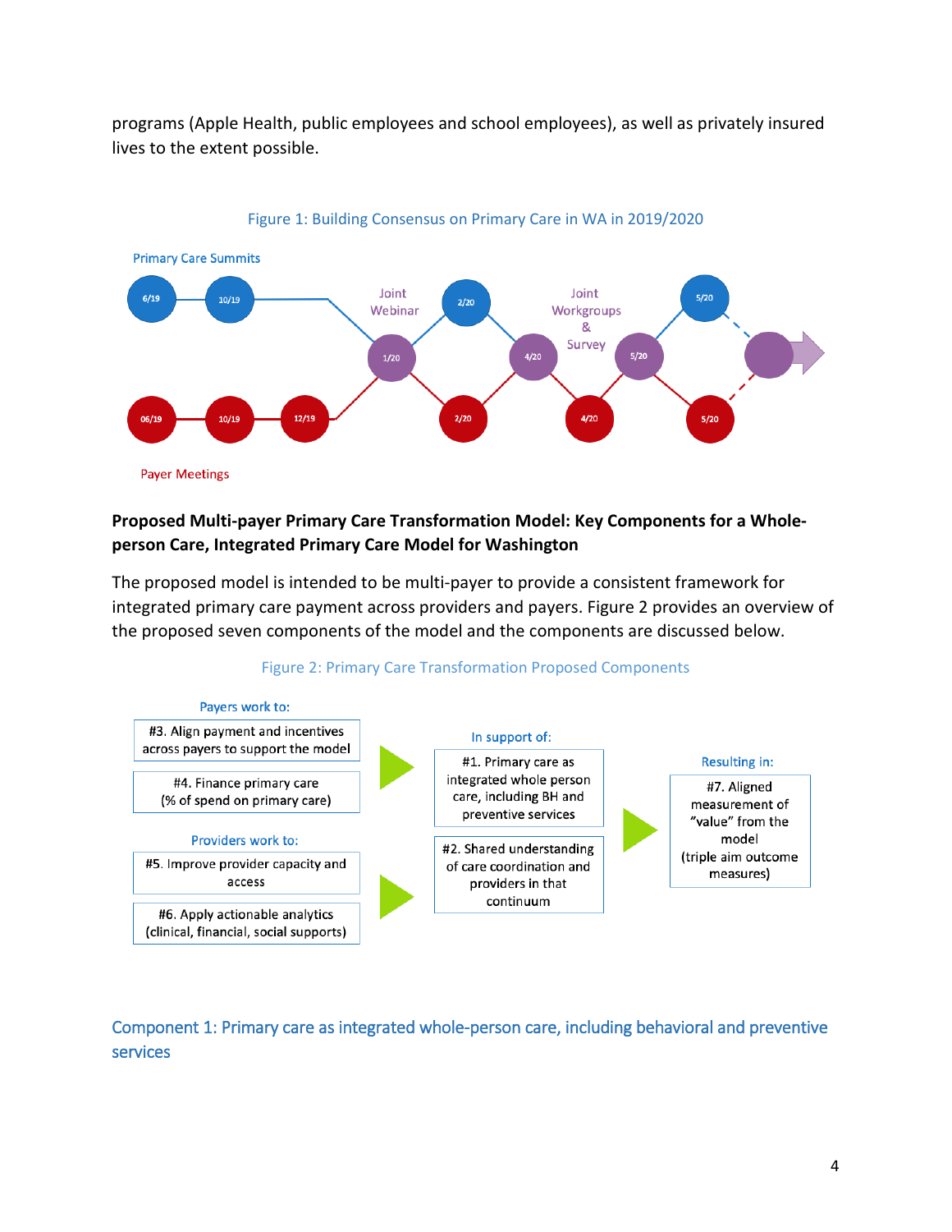programs (Apple Health, public employees and school employees), as well as privately insured lives to the extent possible.

Figure 1: Building Consensus on Primary Care in WA in 2019/2020

Primary Care Summits

6/19 — 10/19 — Joint Webinar 1/20 — 2/20 — 4/20 — Joint Workgroups & Survey 5/20 — 5/20

06/19 — 10/19 — 12/19 — 1/20 — 2/20 — 4/20 — 4/20 — 5/20 — 5/20

Payer Meetings

**Proposed Multi-payer Primary Care Transformation Model: Key Components for a Whole-person Care, Integrated Primary Care Model for Washington**

The proposed model is intended to be multi-payer to provide a consistent framework for integrated primary care payment across providers and payers. Figure 2 provides an overview of the proposed seven components of the model and the components are discussed below.

Figure 2: Primary Care Transformation Proposed Components

Payers work to:

- #3. Align payment and incentives across payers to support the model
- #4. Finance primary care (% of spend on primary care)

Providers work to:

- #5. Improve provider capacity and access
- #6. Apply actionable analytics (clinical, financial, social supports)

In support of:

- #1. Primary care as integrated whole person care, including BH and preventive services
- #2. Shared understanding of care coordination and providers in that continuum

Resulting in:

- #7. Aligned measurement of "value" from the model (triple aim outcome measures)

## Component 1: Primary care as integrated whole-person care, including behavioral and preventive services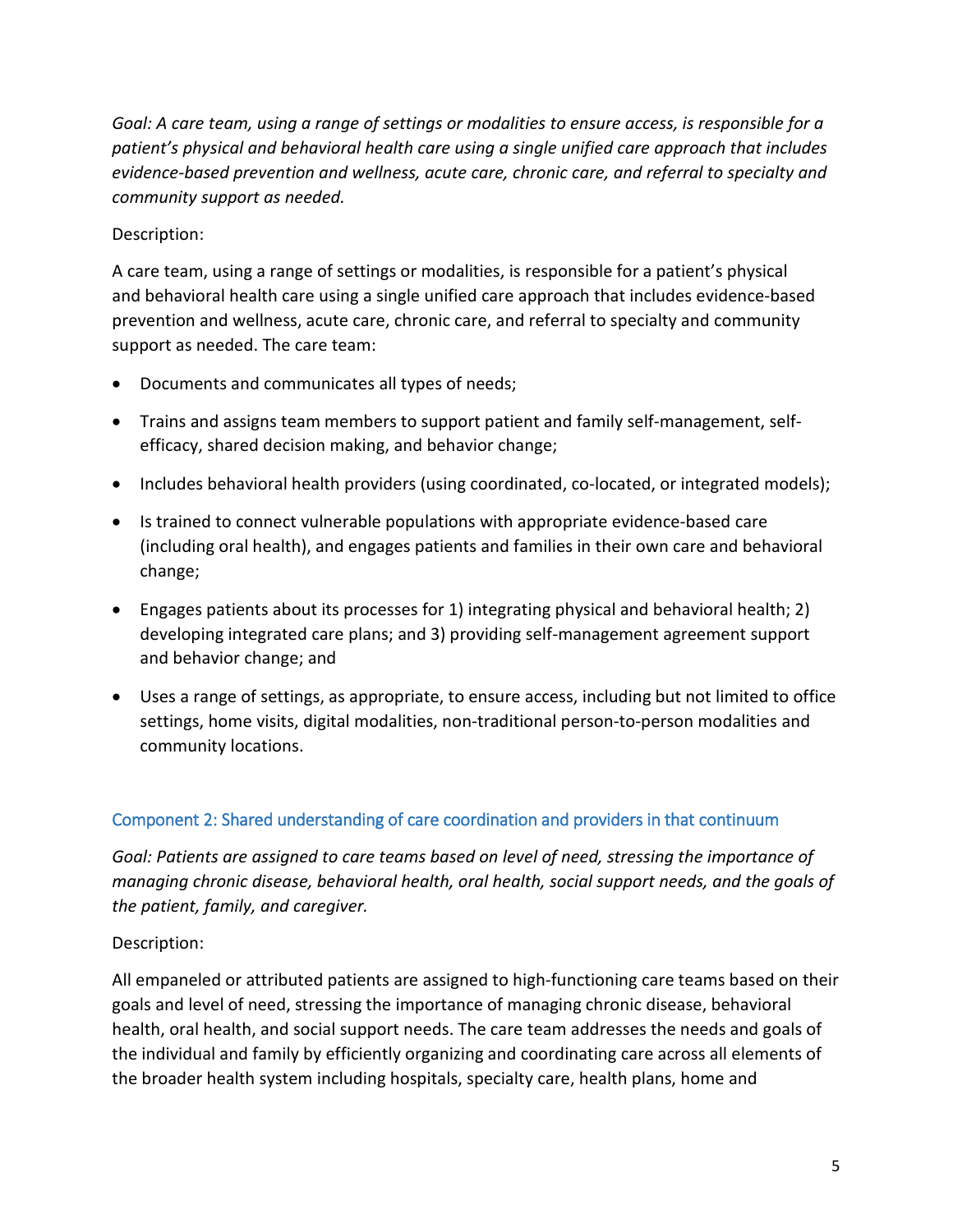*Goal: A care team, using a range of settings or modalities to ensure access, is responsible for a patient's physical and behavioral health care using a single unified care approach that includes evidence-based prevention and wellness, acute care, chronic care, and referral to specialty and community support as needed.*

Description:

A care team, using a range of settings or modalities, is responsible for a patient's physical and behavioral health care using a single unified care approach that includes evidence-based prevention and wellness, acute care, chronic care, and referral to specialty and community support as needed. The care team:

- Documents and communicates all types of needs;
- Trains and assigns team members to support patient and family self-management, self-efficacy, shared decision making, and behavior change;
- Includes behavioral health providers (using coordinated, co-located, or integrated models);
- Is trained to connect vulnerable populations with appropriate evidence-based care (including oral health), and engages patients and families in their own care and behavioral change;
- Engages patients about its processes for 1) integrating physical and behavioral health; 2) developing integrated care plans; and 3) providing self-management agreement support and behavior change; and
- Uses a range of settings, as appropriate, to ensure access, including but not limited to office settings, home visits, digital modalities, non-traditional person-to-person modalities and community locations.

## Component 2: Shared understanding of care coordination and providers in that continuum

*Goal: Patients are assigned to care teams based on level of need, stressing the importance of managing chronic disease, behavioral health, oral health, social support needs, and the goals of the patient, family, and caregiver.*

Description:

All empaneled or attributed patients are assigned to high-functioning care teams based on their goals and level of need, stressing the importance of managing chronic disease, behavioral health, oral health, and social support needs. The care team addresses the needs and goals of the individual and family by efficiently organizing and coordinating care across all elements of the broader health system including hospitals, specialty care, health plans, home and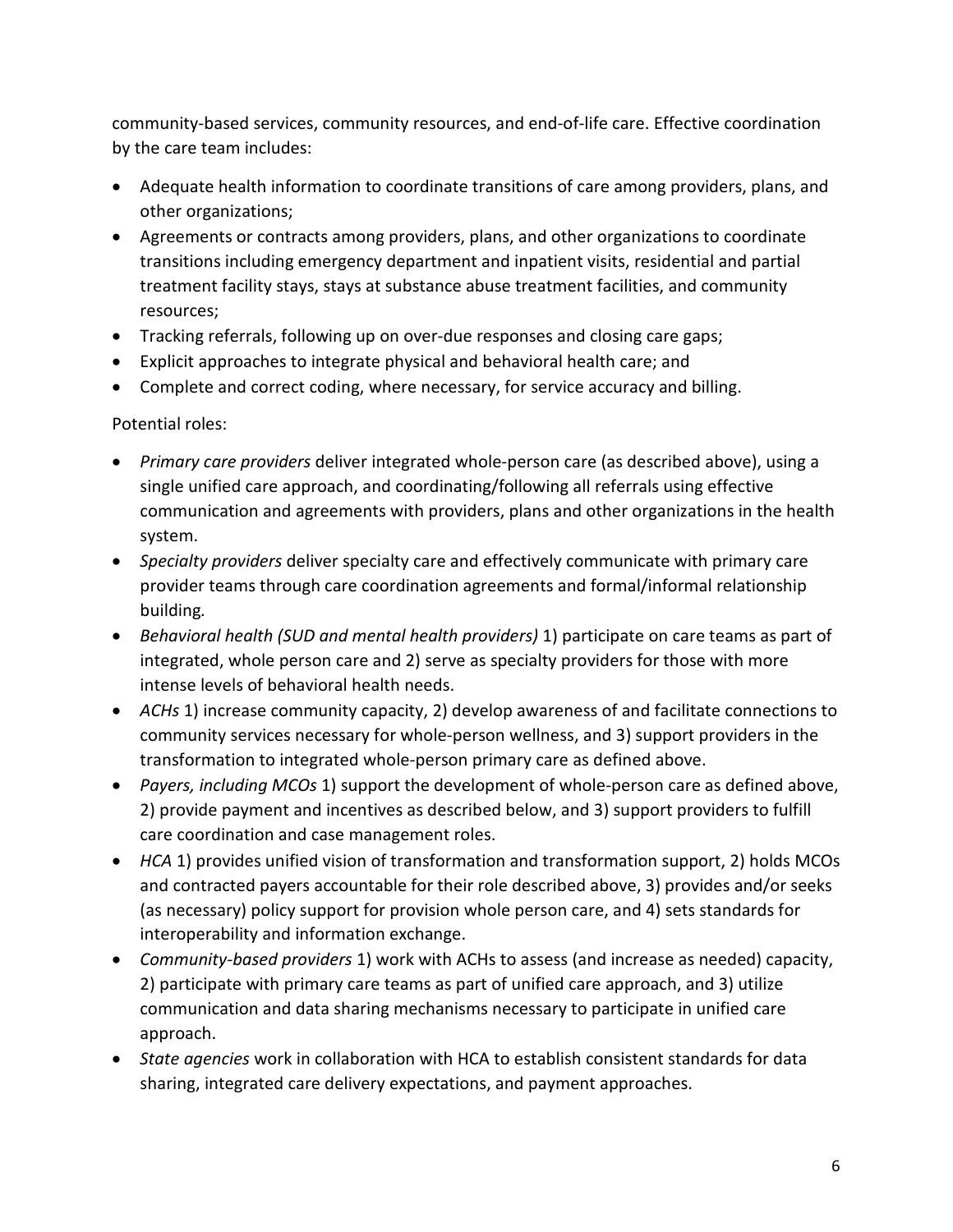community-based services, community resources, and end-of-life care. Effective coordination by the care team includes:

- Adequate health information to coordinate transitions of care among providers, plans, and other organizations;
- Agreements or contracts among providers, plans, and other organizations to coordinate transitions including emergency department and inpatient visits, residential and partial treatment facility stays, stays at substance abuse treatment facilities, and community resources;
- Tracking referrals, following up on over-due responses and closing care gaps;
- Explicit approaches to integrate physical and behavioral health care; and
- Complete and correct coding, where necessary, for service accuracy and billing.

Potential roles:

- *Primary care providers* deliver integrated whole-person care (as described above), using a single unified care approach, and coordinating/following all referrals using effective communication and agreements with providers, plans and other organizations in the health system.
- *Specialty providers* deliver specialty care and effectively communicate with primary care provider teams through care coordination agreements and formal/informal relationship building.
- *Behavioral health (SUD and mental health providers)* 1) participate on care teams as part of integrated, whole person care and 2) serve as specialty providers for those with more intense levels of behavioral health needs.
- *ACHs* 1) increase community capacity, 2) develop awareness of and facilitate connections to community services necessary for whole-person wellness, and 3) support providers in the transformation to integrated whole-person primary care as defined above.
- *Payers, including MCOs* 1) support the development of whole-person care as defined above, 2) provide payment and incentives as described below, and 3) support providers to fulfill care coordination and case management roles.
- *HCA* 1) provides unified vision of transformation and transformation support, 2) holds MCOs and contracted payers accountable for their role described above, 3) provides and/or seeks (as necessary) policy support for provision whole person care, and 4) sets standards for interoperability and information exchange.
- *Community-based providers* 1) work with ACHs to assess (and increase as needed) capacity, 2) participate with primary care teams as part of unified care approach, and 3) utilize communication and data sharing mechanisms necessary to participate in unified care approach.
- *State agencies* work in collaboration with HCA to establish consistent standards for data sharing, integrated care delivery expectations, and payment approaches.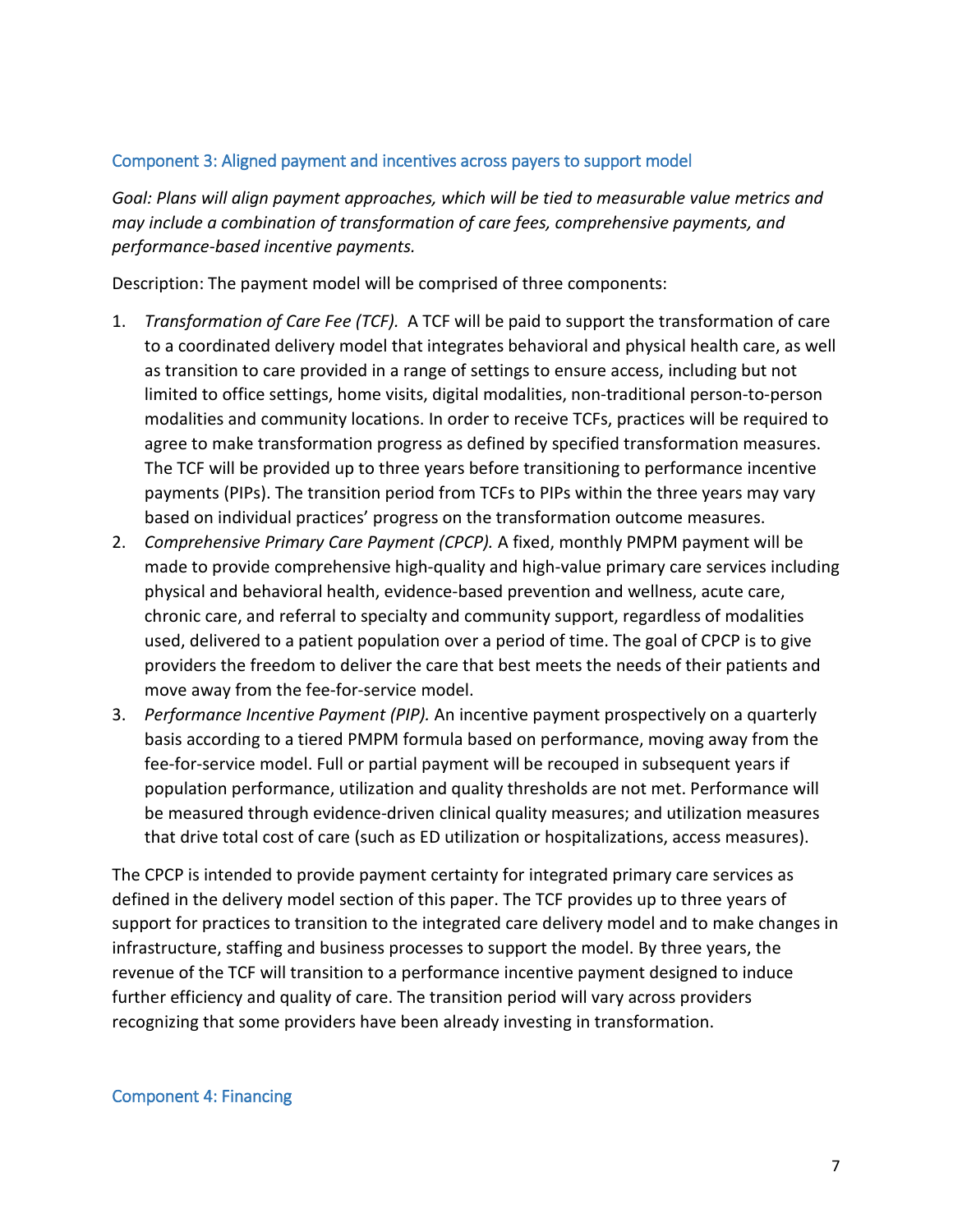### Component 3: Aligned payment and incentives across payers to support model

*Goal: Plans will align payment approaches, which will be tied to measurable value metrics and may include a combination of transformation of care fees, comprehensive payments, and performance-based incentive payments.*

Description: The payment model will be comprised of three components:

1. *Transformation of Care Fee (TCF).* A TCF will be paid to support the transformation of care to a coordinated delivery model that integrates behavioral and physical health care, as well as transition to care provided in a range of settings to ensure access, including but not limited to office settings, home visits, digital modalities, non-traditional person-to-person modalities and community locations. In order to receive TCFs, practices will be required to agree to make transformation progress as defined by specified transformation measures. The TCF will be provided up to three years before transitioning to performance incentive payments (PIPs). The transition period from TCFs to PIPs within the three years may vary based on individual practices' progress on the transformation outcome measures.
2. *Comprehensive Primary Care Payment (CPCP).* A fixed, monthly PMPM payment will be made to provide comprehensive high-quality and high-value primary care services including physical and behavioral health, evidence-based prevention and wellness, acute care, chronic care, and referral to specialty and community support, regardless of modalities used, delivered to a patient population over a period of time. The goal of CPCP is to give providers the freedom to deliver the care that best meets the needs of their patients and move away from the fee-for-service model.
3. *Performance Incentive Payment (PIP).* An incentive payment prospectively on a quarterly basis according to a tiered PMPM formula based on performance, moving away from the fee-for-service model. Full or partial payment will be recouped in subsequent years if population performance, utilization and quality thresholds are not met. Performance will be measured through evidence-driven clinical quality measures; and utilization measures that drive total cost of care (such as ED utilization or hospitalizations, access measures).

The CPCP is intended to provide payment certainty for integrated primary care services as defined in the delivery model section of this paper. The TCF provides up to three years of support for practices to transition to the integrated care delivery model and to make changes in infrastructure, staffing and business processes to support the model. By three years, the revenue of the TCF will transition to a performance incentive payment designed to induce further efficiency and quality of care. The transition period will vary across providers recognizing that some providers have been already investing in transformation.

### Component 4: Financing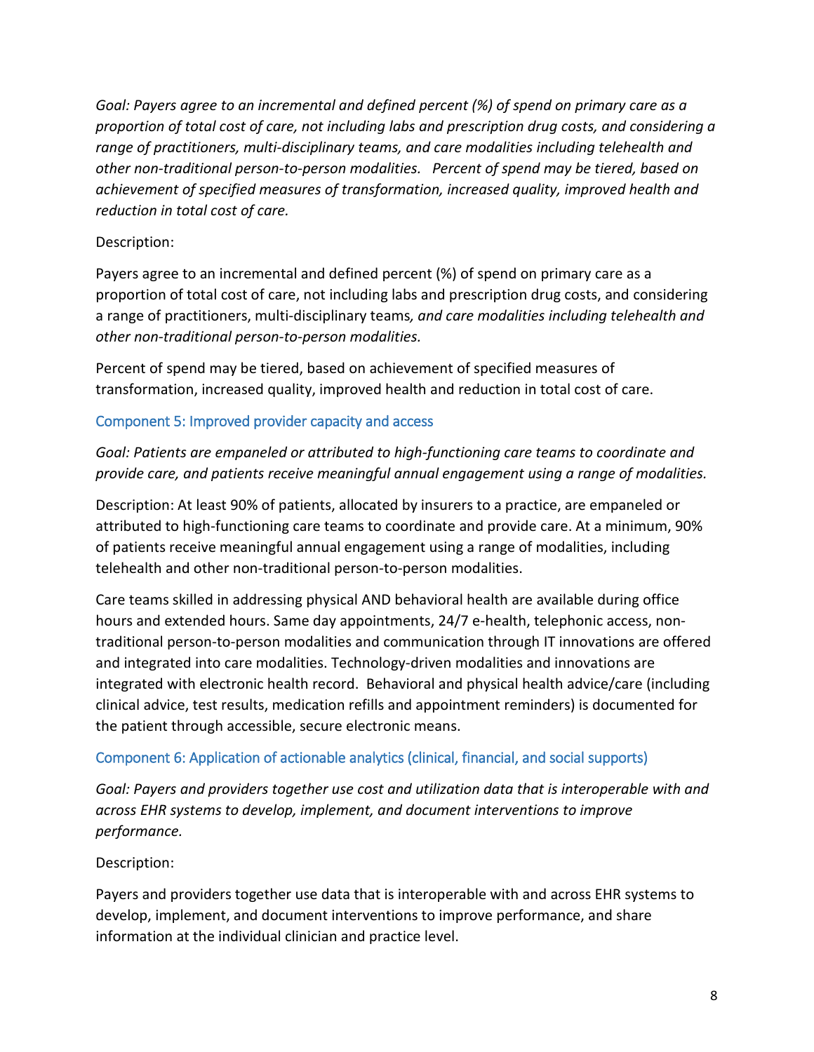*Goal: Payers agree to an incremental and defined percent (%) of spend on primary care as a proportion of total cost of care, not including labs and prescription drug costs, and considering a range of practitioners, multi-disciplinary teams, and care modalities including telehealth and other non-traditional person-to-person modalities. Percent of spend may be tiered, based on achievement of specified measures of transformation, increased quality, improved health and reduction in total cost of care.*

Description:

Payers agree to an incremental and defined percent (%) of spend on primary care as a proportion of total cost of care, not including labs and prescription drug costs, and considering a range of practitioners, multi-disciplinary teams*, and care modalities including telehealth and other non-traditional person-to-person modalities.*

Percent of spend may be tiered, based on achievement of specified measures of transformation, increased quality, improved health and reduction in total cost of care.

### Component 5: Improved provider capacity and access

*Goal: Patients are empaneled or attributed to high-functioning care teams to coordinate and provide care, and patients receive meaningful annual engagement using a range of modalities.*

Description: At least 90% of patients, allocated by insurers to a practice, are empaneled or attributed to high-functioning care teams to coordinate and provide care. At a minimum, 90% of patients receive meaningful annual engagement using a range of modalities, including telehealth and other non-traditional person-to-person modalities.

Care teams skilled in addressing physical AND behavioral health are available during office hours and extended hours. Same day appointments, 24/7 e-health, telephonic access, non-traditional person-to-person modalities and communication through IT innovations are offered and integrated into care modalities. Technology-driven modalities and innovations are integrated with electronic health record. Behavioral and physical health advice/care (including clinical advice, test results, medication refills and appointment reminders) is documented for the patient through accessible, secure electronic means.

### Component 6: Application of actionable analytics (clinical, financial, and social supports)

*Goal: Payers and providers together use cost and utilization data that is interoperable with and across EHR systems to develop, implement, and document interventions to improve performance.*

Description:

Payers and providers together use data that is interoperable with and across EHR systems to develop, implement, and document interventions to improve performance, and share information at the individual clinician and practice level.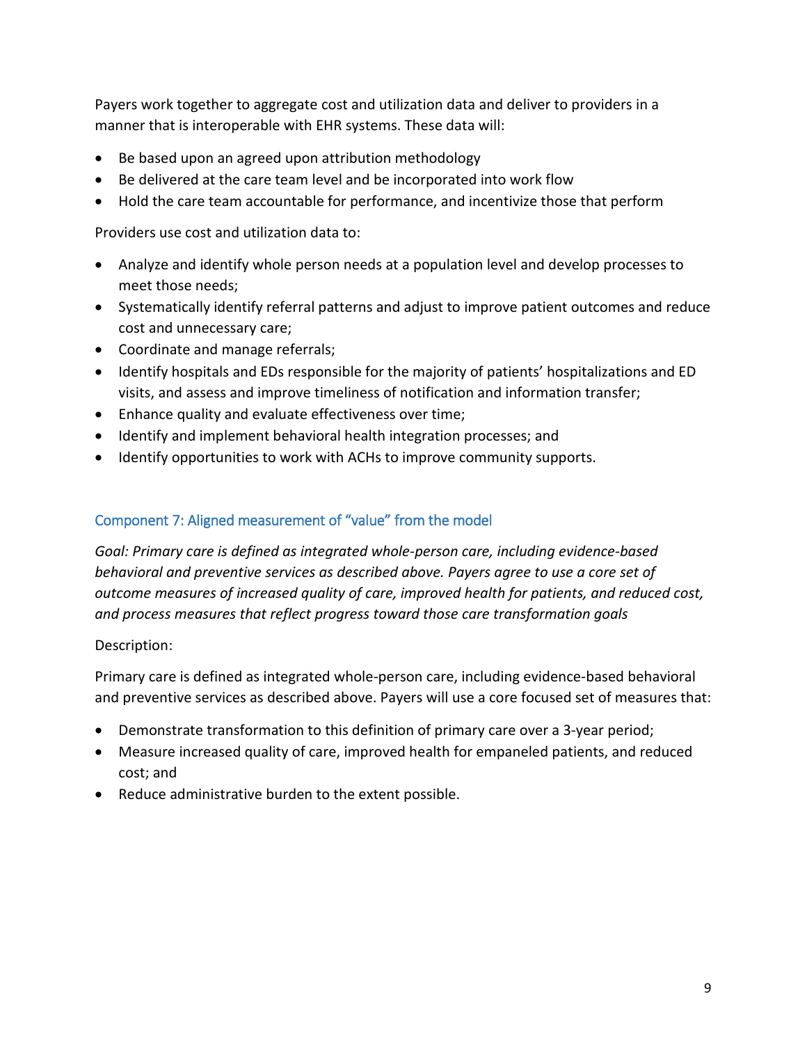Payers work together to aggregate cost and utilization data and deliver to providers in a manner that is interoperable with EHR systems. These data will:

- Be based upon an agreed upon attribution methodology
- Be delivered at the care team level and be incorporated into work flow
- Hold the care team accountable for performance, and incentivize those that perform

Providers use cost and utilization data to:

- Analyze and identify whole person needs at a population level and develop processes to meet those needs;
- Systematically identify referral patterns and adjust to improve patient outcomes and reduce cost and unnecessary care;
- Coordinate and manage referrals;
- Identify hospitals and EDs responsible for the majority of patients' hospitalizations and ED visits, and assess and improve timeliness of notification and information transfer;
- Enhance quality and evaluate effectiveness over time;
- Identify and implement behavioral health integration processes; and
- Identify opportunities to work with ACHs to improve community supports.

### Component 7: Aligned measurement of "value" from the model

*Goal: Primary care is defined as integrated whole-person care, including evidence-based behavioral and preventive services as described above. Payers agree to use a core set of outcome measures of increased quality of care, improved health for patients, and reduced cost, and process measures that reflect progress toward those care transformation goals*

Description:

Primary care is defined as integrated whole-person care, including evidence-based behavioral and preventive services as described above. Payers will use a core focused set of measures that:

- Demonstrate transformation to this definition of primary care over a 3-year period;
- Measure increased quality of care, improved health for empaneled patients, and reduced cost; and
- Reduce administrative burden to the extent possible.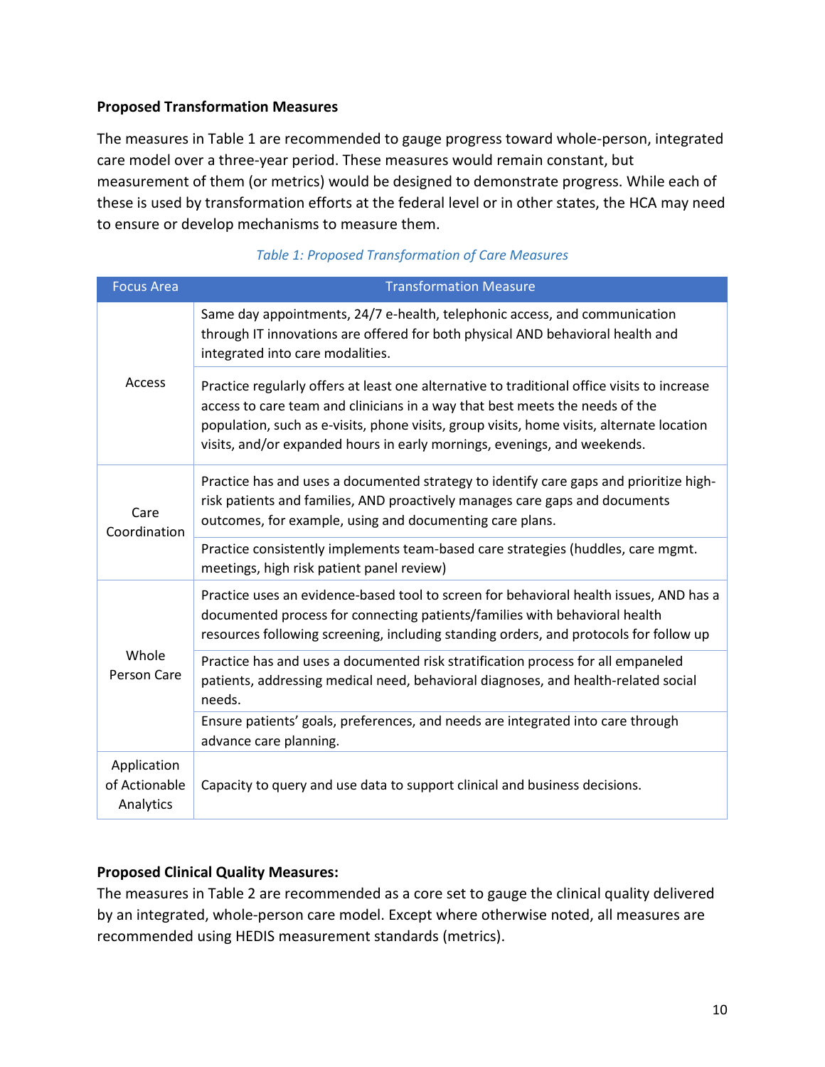**Proposed Transformation Measures**

The measures in Table 1 are recommended to gauge progress toward whole-person, integrated care model over a three-year period. These measures would remain constant, but measurement of them (or metrics) would be designed to demonstrate progress. While each of these is used by transformation efforts at the federal level or in other states, the HCA may need to ensure or develop mechanisms to measure them.

*Table 1: Proposed Transformation of Care Measures*

| Focus Area | Transformation Measure |
|---|---|
| Access | Same day appointments, 24/7 e-health, telephonic access, and communication through IT innovations are offered for both physical AND behavioral health and integrated into care modalities. |
| | Practice regularly offers at least one alternative to traditional office visits to increase access to care team and clinicians in a way that best meets the needs of the population, such as e-visits, phone visits, group visits, home visits, alternate location visits, and/or expanded hours in early mornings, evenings, and weekends. |
| Care Coordination | Practice has and uses a documented strategy to identify care gaps and prioritize high-risk patients and families, AND proactively manages care gaps and documents outcomes, for example, using and documenting care plans. |
| | Practice consistently implements team-based care strategies (huddles, care mgmt. meetings, high risk patient panel review) |
| Whole Person Care | Practice uses an evidence-based tool to screen for behavioral health issues, AND has a documented process for connecting patients/families with behavioral health resources following screening, including standing orders, and protocols for follow up |
| | Practice has and uses a documented risk stratification process for all empaneled patients, addressing medical need, behavioral diagnoses, and health-related social needs. |
| | Ensure patients' goals, preferences, and needs are integrated into care through advance care planning. |
| Application of Actionable Analytics | Capacity to query and use data to support clinical and business decisions. |

**Proposed Clinical Quality Measures:**

The measures in Table 2 are recommended as a core set to gauge the clinical quality delivered by an integrated, whole-person care model. Except where otherwise noted, all measures are recommended using HEDIS measurement standards (metrics).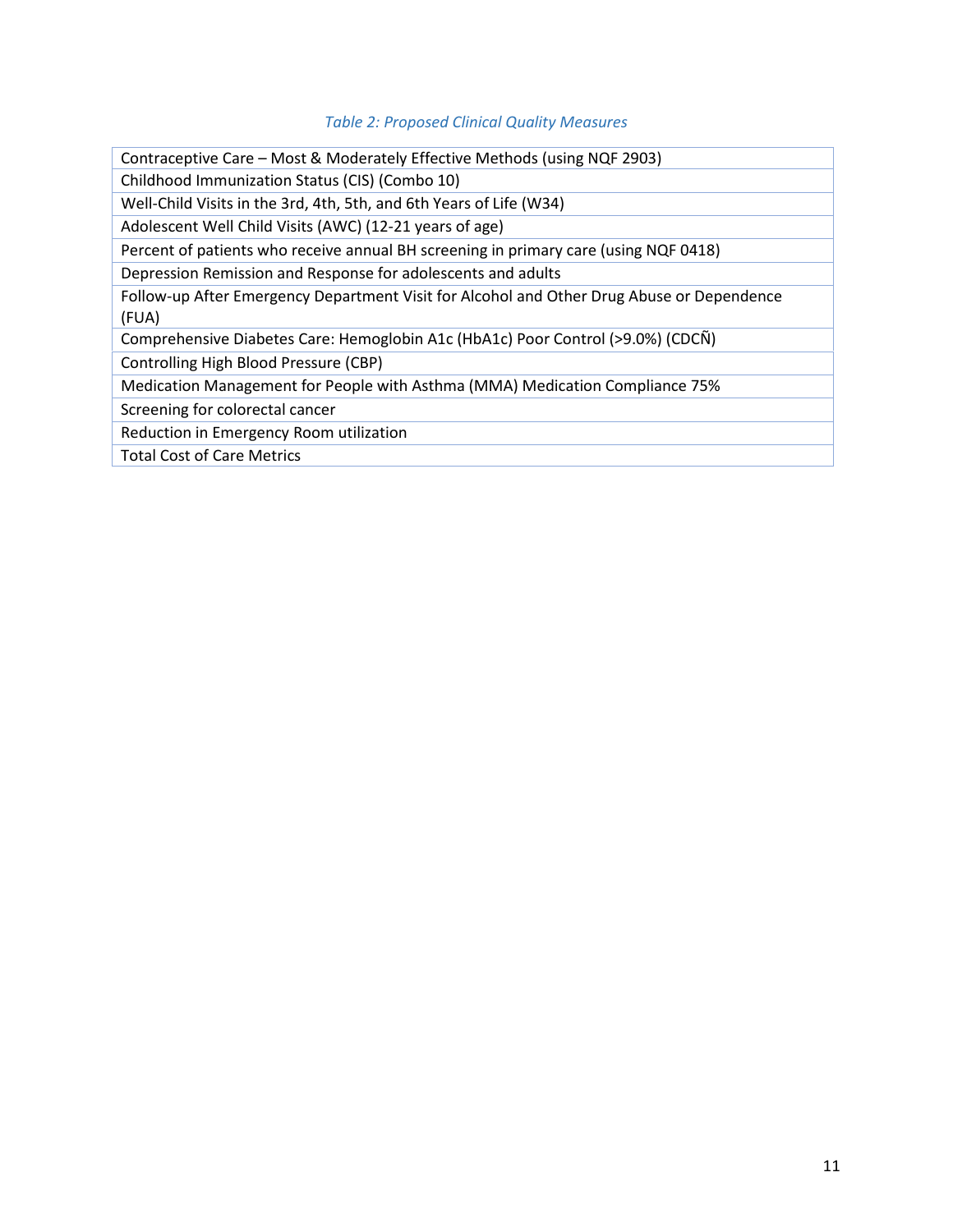*Table 2: Proposed Clinical Quality Measures*

| |
|---|
| Contraceptive Care – Most & Moderately Effective Methods (using NQF 2903) |
| Childhood Immunization Status (CIS) (Combo 10) |
| Well-Child Visits in the 3rd, 4th, 5th, and 6th Years of Life (W34) |
| Adolescent Well Child Visits (AWC) (12-21 years of age) |
| Percent of patients who receive annual BH screening in primary care (using NQF 0418) |
| Depression Remission and Response for adolescents and adults |
| Follow-up After Emergency Department Visit for Alcohol and Other Drug Abuse or Dependence (FUA) |
| Comprehensive Diabetes Care: Hemoglobin A1c (HbA1c) Poor Control (>9.0%) (CDCÑ) |
| Controlling High Blood Pressure (CBP) |
| Medication Management for People with Asthma (MMA) Medication Compliance 75% |
| Screening for colorectal cancer |
| Reduction in Emergency Room utilization |
| Total Cost of Care Metrics |